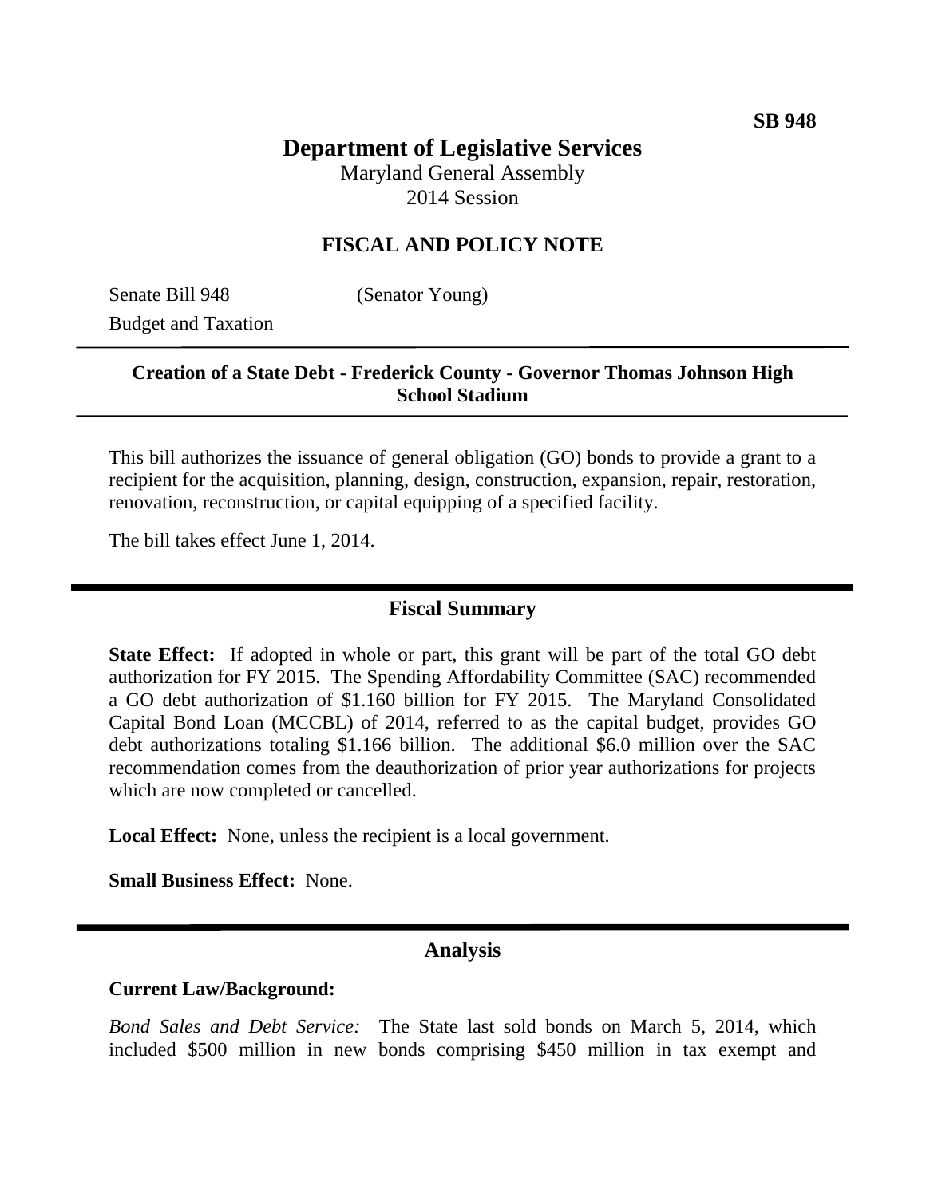SB 948

# Department of Legislative Services

Maryland General Assembly
2014 Session

## FISCAL AND POLICY NOTE

Senate Bill 948 (Senator Young)
Budget and Taxation

**Creation of a State Debt - Frederick County - Governor Thomas Johnson High School Stadium**

This bill authorizes the issuance of general obligation (GO) bonds to provide a grant to a recipient for the acquisition, planning, design, construction, expansion, repair, restoration, renovation, reconstruction, or capital equipping of a specified facility.

The bill takes effect June 1, 2014.

## Fiscal Summary

**State Effect:** If adopted in whole or part, this grant will be part of the total GO debt authorization for FY 2015. The Spending Affordability Committee (SAC) recommended a GO debt authorization of $1.160 billion for FY 2015. The Maryland Consolidated Capital Bond Loan (MCCBL) of 2014, referred to as the capital budget, provides GO debt authorizations totaling $1.166 billion. The additional $6.0 million over the SAC recommendation comes from the deauthorization of prior year authorizations for projects which are now completed or cancelled.

**Local Effect:** None, unless the recipient is a local government.

**Small Business Effect:** None.

## Analysis

**Current Law/Background:**

*Bond Sales and Debt Service:* The State last sold bonds on March 5, 2014, which included $500 million in new bonds comprising $450 million in tax exempt and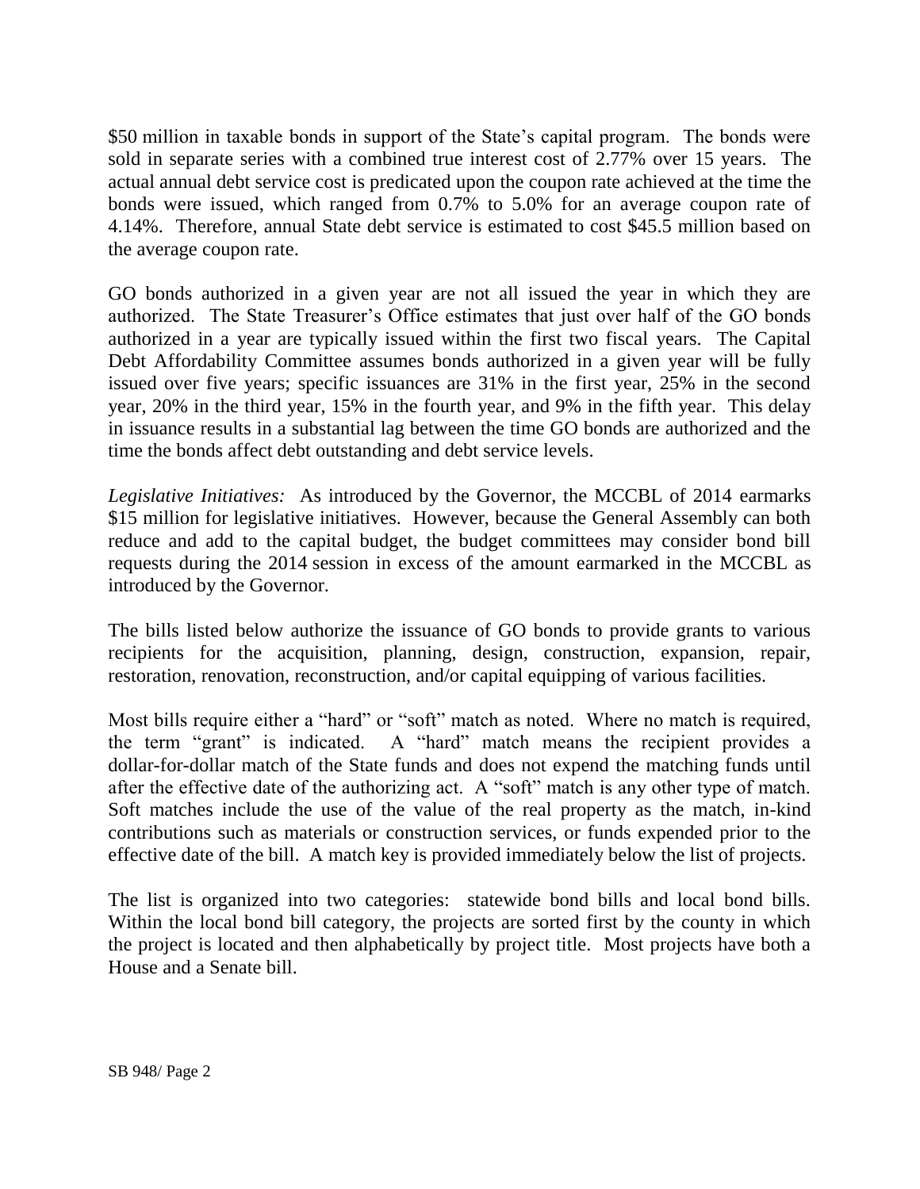$50 million in taxable bonds in support of the State's capital program. The bonds were sold in separate series with a combined true interest cost of 2.77% over 15 years. The actual annual debt service cost is predicated upon the coupon rate achieved at the time the bonds were issued, which ranged from 0.7% to 5.0% for an average coupon rate of 4.14%. Therefore, annual State debt service is estimated to cost $45.5 million based on the average coupon rate.

GO bonds authorized in a given year are not all issued the year in which they are authorized. The State Treasurer's Office estimates that just over half of the GO bonds authorized in a year are typically issued within the first two fiscal years. The Capital Debt Affordability Committee assumes bonds authorized in a given year will be fully issued over five years; specific issuances are 31% in the first year, 25% in the second year, 20% in the third year, 15% in the fourth year, and 9% in the fifth year. This delay in issuance results in a substantial lag between the time GO bonds are authorized and the time the bonds affect debt outstanding and debt service levels.

*Legislative Initiatives:* As introduced by the Governor, the MCCBL of 2014 earmarks $15 million for legislative initiatives. However, because the General Assembly can both reduce and add to the capital budget, the budget committees may consider bond bill requests during the 2014 session in excess of the amount earmarked in the MCCBL as introduced by the Governor.

The bills listed below authorize the issuance of GO bonds to provide grants to various recipients for the acquisition, planning, design, construction, expansion, repair, restoration, renovation, reconstruction, and/or capital equipping of various facilities.

Most bills require either a "hard" or "soft" match as noted. Where no match is required, the term "grant" is indicated. A "hard" match means the recipient provides a dollar-for-dollar match of the State funds and does not expend the matching funds until after the effective date of the authorizing act. A "soft" match is any other type of match. Soft matches include the use of the value of the real property as the match, in-kind contributions such as materials or construction services, or funds expended prior to the effective date of the bill. A match key is provided immediately below the list of projects.

The list is organized into two categories: statewide bond bills and local bond bills. Within the local bond bill category, the projects are sorted first by the county in which the project is located and then alphabetically by project title. Most projects have both a House and a Senate bill.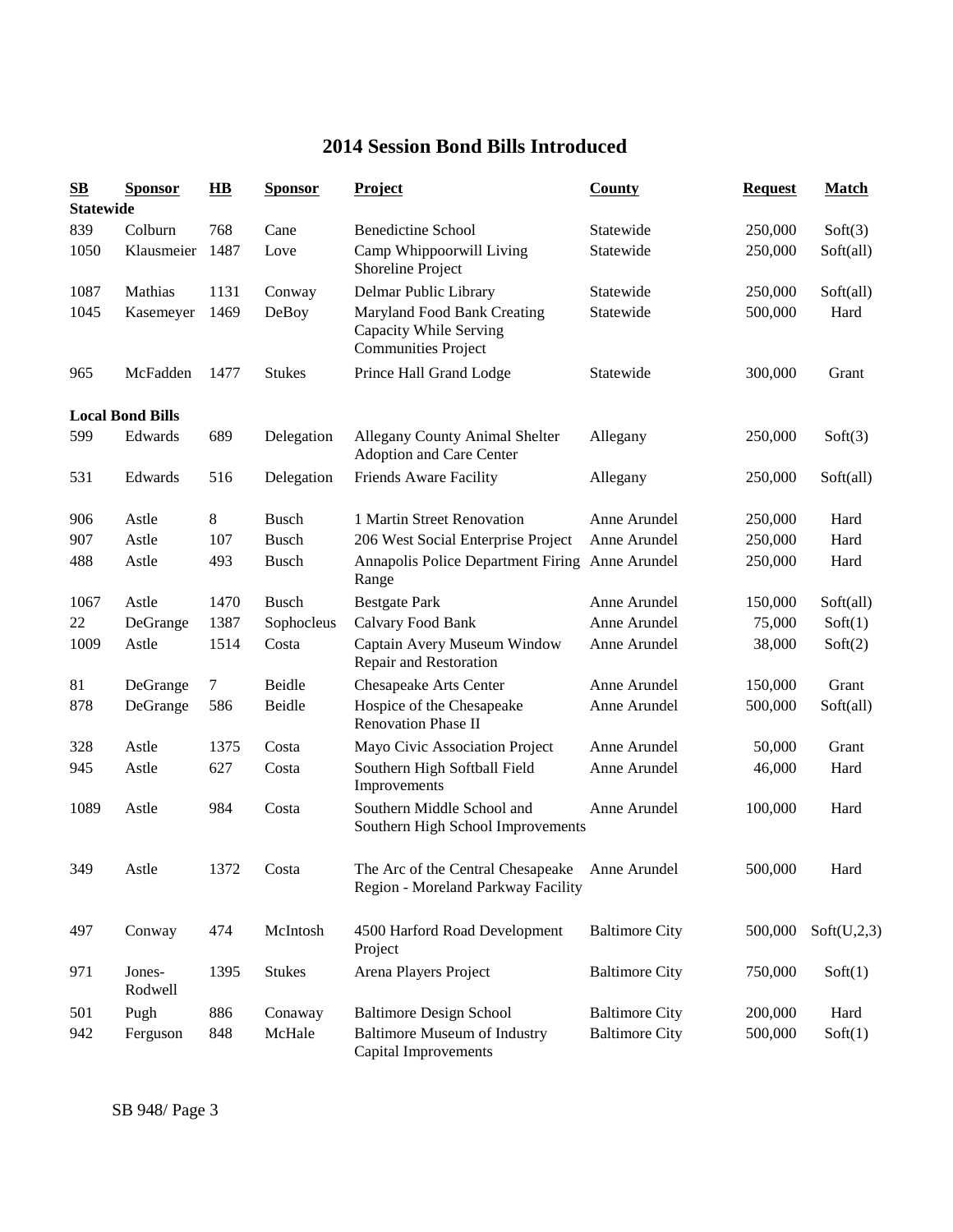# 2014 Session Bond Bills Introduced

| SB | Sponsor | HB | Sponsor | Project | County | Request | Match |
|---|---|---|---|---|---|---|---|
| **Statewide** | | | | | | | |
| 839 | Colburn | 768 | Cane | Benedictine School | Statewide | 250,000 | Soft(3) |
| 1050 | Klausmeier | 1487 | Love | Camp Whippoorwill Living Shoreline Project | Statewide | 250,000 | Soft(all) |
| 1087 | Mathias | 1131 | Conway | Delmar Public Library | Statewide | 250,000 | Soft(all) |
| 1045 | Kasemeyer | 1469 | DeBoy | Maryland Food Bank Creating Capacity While Serving Communities Project | Statewide | 500,000 | Hard |
| 965 | McFadden | 1477 | Stukes | Prince Hall Grand Lodge | Statewide | 300,000 | Grant |
| **Local Bond Bills** | | | | | | | |
| 599 | Edwards | 689 | Delegation | Allegany County Animal Shelter Adoption and Care Center | Allegany | 250,000 | Soft(3) |
| 531 | Edwards | 516 | Delegation | Friends Aware Facility | Allegany | 250,000 | Soft(all) |
| 906 | Astle | 8 | Busch | 1 Martin Street Renovation | Anne Arundel | 250,000 | Hard |
| 907 | Astle | 107 | Busch | 206 West Social Enterprise Project | Anne Arundel | 250,000 | Hard |
| 488 | Astle | 493 | Busch | Annapolis Police Department Firing Range | Anne Arundel | 250,000 | Hard |
| 1067 | Astle | 1470 | Busch | Bestgate Park | Anne Arundel | 150,000 | Soft(all) |
| 22 | DeGrange | 1387 | Sophocleus | Calvary Food Bank | Anne Arundel | 75,000 | Soft(1) |
| 1009 | Astle | 1514 | Costa | Captain Avery Museum Window Repair and Restoration | Anne Arundel | 38,000 | Soft(2) |
| 81 | DeGrange | 7 | Beidle | Chesapeake Arts Center | Anne Arundel | 150,000 | Grant |
| 878 | DeGrange | 586 | Beidle | Hospice of the Chesapeake Renovation Phase II | Anne Arundel | 500,000 | Soft(all) |
| 328 | Astle | 1375 | Costa | Mayo Civic Association Project | Anne Arundel | 50,000 | Grant |
| 945 | Astle | 627 | Costa | Southern High Softball Field Improvements | Anne Arundel | 46,000 | Hard |
| 1089 | Astle | 984 | Costa | Southern Middle School and Southern High School Improvements | Anne Arundel | 100,000 | Hard |
| 349 | Astle | 1372 | Costa | The Arc of the Central Chesapeake Region - Moreland Parkway Facility | Anne Arundel | 500,000 | Hard |
| 497 | Conway | 474 | McIntosh | 4500 Harford Road Development Project | Baltimore City | 500,000 | Soft(U,2,3) |
| 971 | Jones-Rodwell | 1395 | Stukes | Arena Players Project | Baltimore City | 750,000 | Soft(1) |
| 501 | Pugh | 886 | Conaway | Baltimore Design School | Baltimore City | 200,000 | Hard |
| 942 | Ferguson | 848 | McHale | Baltimore Museum of Industry Capital Improvements | Baltimore City | 500,000 | Soft(1) |

SB 948/ Page 3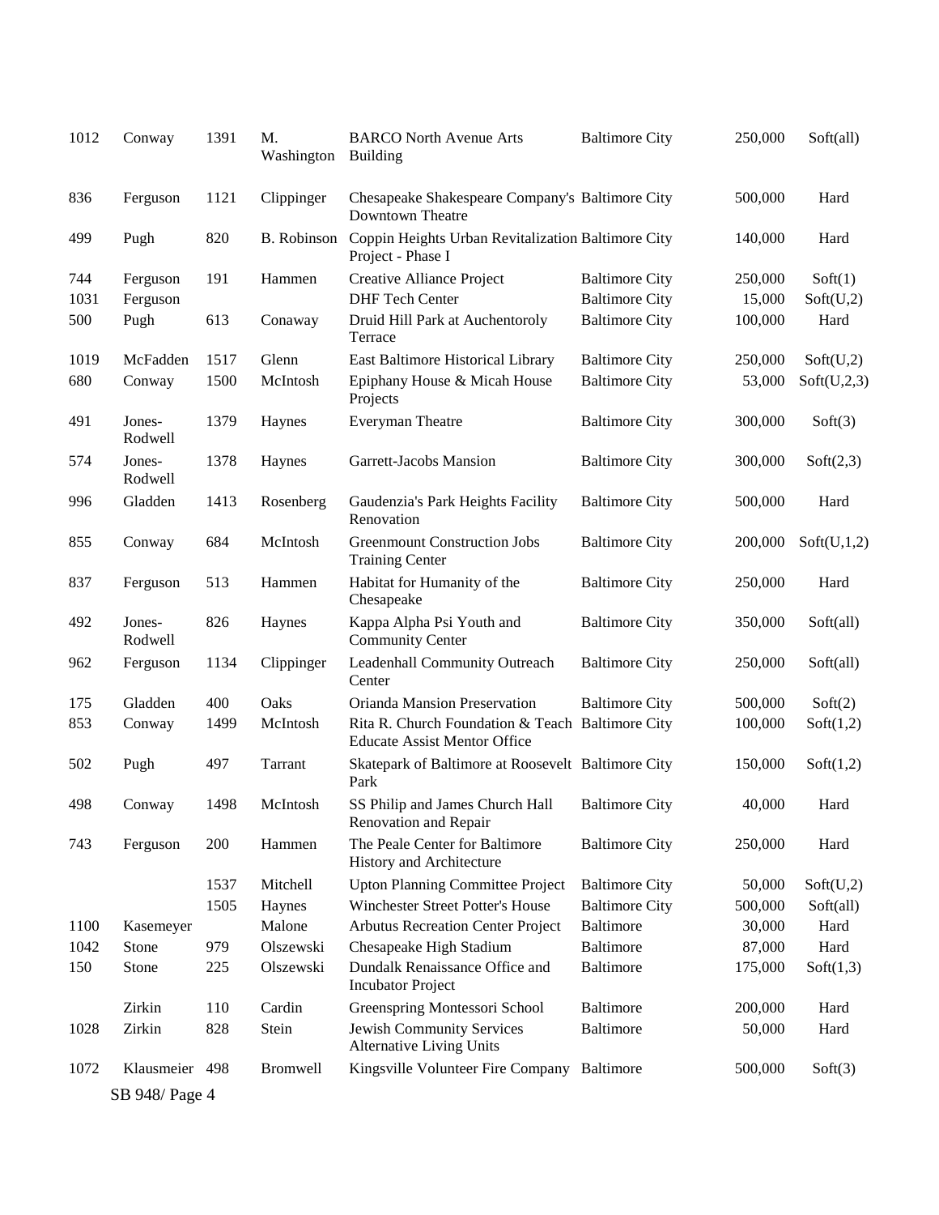| | | | | | | | |
|---|---|---|---|---|---|---|---|
| 1012 | Conway | 1391 | M. Washington | BARCO North Avenue Arts Building | Baltimore City | 250,000 | Soft(all) |
| 836 | Ferguson | 1121 | Clippinger | Chesapeake Shakespeare Company's Downtown Theatre | Baltimore City | 500,000 | Hard |
| 499 | Pugh | 820 | B. Robinson | Coppin Heights Urban Revitalization Project - Phase I | Baltimore City | 140,000 | Hard |
| 744 | Ferguson | 191 | Hammen | Creative Alliance Project | Baltimore City | 250,000 | Soft(1) |
| 1031 | Ferguson | | | DHF Tech Center | Baltimore City | 15,000 | Soft(U,2) |
| 500 | Pugh | 613 | Conaway | Druid Hill Park at Auchentoroly Terrace | Baltimore City | 100,000 | Hard |
| 1019 | McFadden | 1517 | Glenn | East Baltimore Historical Library | Baltimore City | 250,000 | Soft(U,2) |
| 680 | Conway | 1500 | McIntosh | Epiphany House & Micah House Projects | Baltimore City | 53,000 | Soft(U,2,3) |
| 491 | Jones-Rodwell | 1379 | Haynes | Everyman Theatre | Baltimore City | 300,000 | Soft(3) |
| 574 | Jones-Rodwell | 1378 | Haynes | Garrett-Jacobs Mansion | Baltimore City | 300,000 | Soft(2,3) |
| 996 | Gladden | 1413 | Rosenberg | Gaudenzia's Park Heights Facility Renovation | Baltimore City | 500,000 | Hard |
| 855 | Conway | 684 | McIntosh | Greenmount Construction Jobs Training Center | Baltimore City | 200,000 | Soft(U,1,2) |
| 837 | Ferguson | 513 | Hammen | Habitat for Humanity of the Chesapeake | Baltimore City | 250,000 | Hard |
| 492 | Jones-Rodwell | 826 | Haynes | Kappa Alpha Psi Youth and Community Center | Baltimore City | 350,000 | Soft(all) |
| 962 | Ferguson | 1134 | Clippinger | Leadenhall Community Outreach Center | Baltimore City | 250,000 | Soft(all) |
| 175 | Gladden | 400 | Oaks | Orianda Mansion Preservation | Baltimore City | 500,000 | Soft(2) |
| 853 | Conway | 1499 | McIntosh | Rita R. Church Foundation & Teach Educate Assist Mentor Office | Baltimore City | 100,000 | Soft(1,2) |
| 502 | Pugh | 497 | Tarrant | Skatepark of Baltimore at Roosevelt Park | Baltimore City | 150,000 | Soft(1,2) |
| 498 | Conway | 1498 | McIntosh | SS Philip and James Church Hall Renovation and Repair | Baltimore City | 40,000 | Hard |
| 743 | Ferguson | 200 | Hammen | The Peale Center for Baltimore History and Architecture | Baltimore City | 250,000 | Hard |
| | | 1537 | Mitchell | Upton Planning Committee Project | Baltimore City | 50,000 | Soft(U,2) |
| | | 1505 | Haynes | Winchester Street Potter's House | Baltimore City | 500,000 | Soft(all) |
| 1100 | Kasemeyer | | Malone | Arbutus Recreation Center Project | Baltimore | 30,000 | Hard |
| 1042 | Stone | 979 | Olszewski | Chesapeake High Stadium | Baltimore | 87,000 | Hard |
| 150 | Stone | 225 | Olszewski | Dundalk Renaissance Office and Incubator Project | Baltimore | 175,000 | Soft(1,3) |
| | Zirkin | 110 | Cardin | Greenspring Montessori School | Baltimore | 200,000 | Hard |
| 1028 | Zirkin | 828 | Stein | Jewish Community Services Alternative Living Units | Baltimore | 50,000 | Hard |
| 1072 | Klausmeier | 498 | Bromwell | Kingsville Volunteer Fire Company | Baltimore | 500,000 | Soft(3) |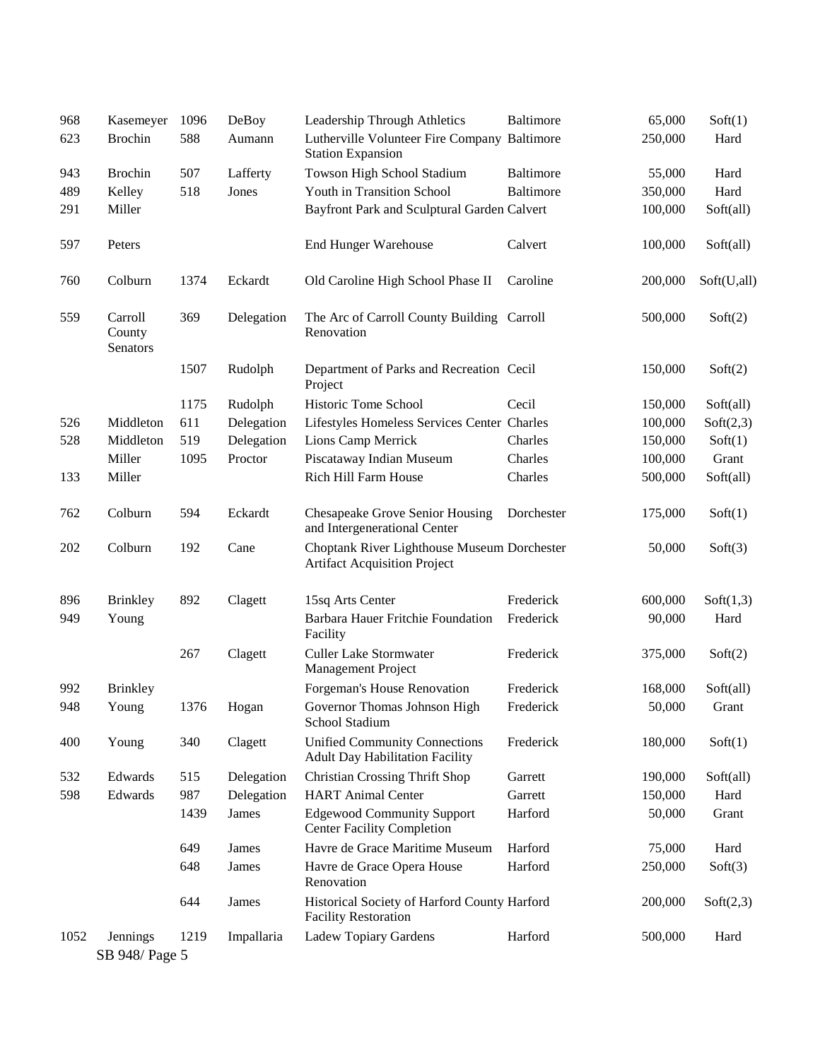| | | | | | | | |
|---|---|---|---|---|---|---|---|
| 968 | Kasemeyer | 1096 | DeBoy | Leadership Through Athletics | Baltimore | 65,000 | Soft(1) |
| 623 | Brochin | 588 | Aumann | Lutherville Volunteer Fire Company Station Expansion | Baltimore | 250,000 | Hard |
| 943 | Brochin | 507 | Lafferty | Towson High School Stadium | Baltimore | 55,000 | Hard |
| 489 | Kelley | 518 | Jones | Youth in Transition School | Baltimore | 350,000 | Hard |
| 291 | Miller | | | Bayfront Park and Sculptural Garden | Calvert | 100,000 | Soft(all) |
| 597 | Peters | | | End Hunger Warehouse | Calvert | 100,000 | Soft(all) |
| 760 | Colburn | 1374 | Eckardt | Old Caroline High School Phase II | Caroline | 200,000 | Soft(U,all) |
| 559 | Carroll County Senators | 369 | Delegation | The Arc of Carroll County Building Renovation | Carroll | 500,000 | Soft(2) |
| | | 1507 | Rudolph | Department of Parks and Recreation Project | Cecil | 150,000 | Soft(2) |
| | | 1175 | Rudolph | Historic Tome School | Cecil | 150,000 | Soft(all) |
| 526 | Middleton | 611 | Delegation | Lifestyles Homeless Services Center | Charles | 100,000 | Soft(2,3) |
| 528 | Middleton | 519 | Delegation | Lions Camp Merrick | Charles | 150,000 | Soft(1) |
| | Miller | 1095 | Proctor | Piscataway Indian Museum | Charles | 100,000 | Grant |
| 133 | Miller | | | Rich Hill Farm House | Charles | 500,000 | Soft(all) |
| 762 | Colburn | 594 | Eckardt | Chesapeake Grove Senior Housing and Intergenerational Center | Dorchester | 175,000 | Soft(1) |
| 202 | Colburn | 192 | Cane | Choptank River Lighthouse Museum Artifact Acquisition Project | Dorchester | 50,000 | Soft(3) |
| 896 | Brinkley | 892 | Clagett | 15sq Arts Center | Frederick | 600,000 | Soft(1,3) |
| 949 | Young | | | Barbara Hauer Fritchie Foundation Facility | Frederick | 90,000 | Hard |
| | | 267 | Clagett | Culler Lake Stormwater Management Project | Frederick | 375,000 | Soft(2) |
| 992 | Brinkley | | | Forgeman's House Renovation | Frederick | 168,000 | Soft(all) |
| 948 | Young | 1376 | Hogan | Governor Thomas Johnson High School Stadium | Frederick | 50,000 | Grant |
| 400 | Young | 340 | Clagett | Unified Community Connections Adult Day Habilitation Facility | Frederick | 180,000 | Soft(1) |
| 532 | Edwards | 515 | Delegation | Christian Crossing Thrift Shop | Garrett | 190,000 | Soft(all) |
| 598 | Edwards | 987 | Delegation | HART Animal Center | Garrett | 150,000 | Hard |
| | | 1439 | James | Edgewood Community Support Center Facility Completion | Harford | 50,000 | Grant |
| | | 649 | James | Havre de Grace Maritime Museum | Harford | 75,000 | Hard |
| | | 648 | James | Havre de Grace Opera House Renovation | Harford | 250,000 | Soft(3) |
| | | 644 | James | Historical Society of Harford County Facility Restoration | Harford | 200,000 | Soft(2,3) |
| 1052 | Jennings | 1219 | Impallaria | Ladew Topiary Gardens | Harford | 500,000 | Hard |

SB 948/ Page 5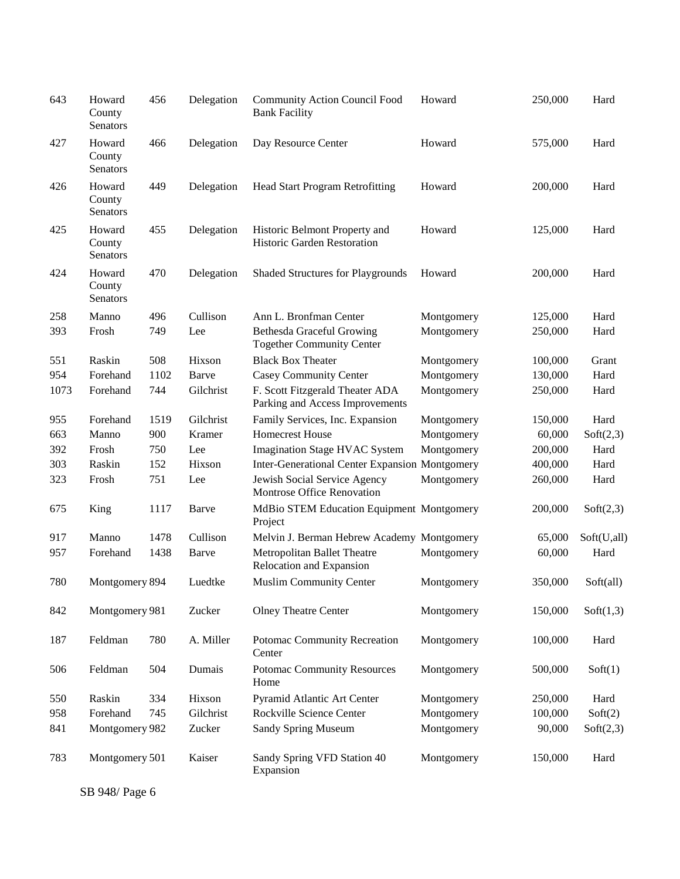| | | | | | | | |
|---|---|---|---|---|---|---|---|
| 643 | Howard County Senators | 456 | Delegation | Community Action Council Food Bank Facility | Howard | 250,000 | Hard |
| 427 | Howard County Senators | 466 | Delegation | Day Resource Center | Howard | 575,000 | Hard |
| 426 | Howard County Senators | 449 | Delegation | Head Start Program Retrofitting | Howard | 200,000 | Hard |
| 425 | Howard County Senators | 455 | Delegation | Historic Belmont Property and Historic Garden Restoration | Howard | 125,000 | Hard |
| 424 | Howard County Senators | 470 | Delegation | Shaded Structures for Playgrounds | Howard | 200,000 | Hard |
| 258 | Manno | 496 | Cullison | Ann L. Bronfman Center | Montgomery | 125,000 | Hard |
| 393 | Frosh | 749 | Lee | Bethesda Graceful Growing Together Community Center | Montgomery | 250,000 | Hard |
| 551 | Raskin | 508 | Hixson | Black Box Theater | Montgomery | 100,000 | Grant |
| 954 | Forehand | 1102 | Barve | Casey Community Center | Montgomery | 130,000 | Hard |
| 1073 | Forehand | 744 | Gilchrist | F. Scott Fitzgerald Theater ADA Parking and Access Improvements | Montgomery | 250,000 | Hard |
| 955 | Forehand | 1519 | Gilchrist | Family Services, Inc. Expansion | Montgomery | 150,000 | Hard |
| 663 | Manno | 900 | Kramer | Homecrest House | Montgomery | 60,000 | Soft(2,3) |
| 392 | Frosh | 750 | Lee | Imagination Stage HVAC System | Montgomery | 200,000 | Hard |
| 303 | Raskin | 152 | Hixson | Inter-Generational Center Expansion | Montgomery | 400,000 | Hard |
| 323 | Frosh | 751 | Lee | Jewish Social Service Agency Montrose Office Renovation | Montgomery | 260,000 | Hard |
| 675 | King | 1117 | Barve | MdBio STEM Education Equipment Project | Montgomery | 200,000 | Soft(2,3) |
| 917 | Manno | 1478 | Cullison | Melvin J. Berman Hebrew Academy | Montgomery | 65,000 | Soft(U,all) |
| 957 | Forehand | 1438 | Barve | Metropolitan Ballet Theatre Relocation and Expansion | Montgomery | 60,000 | Hard |
| 780 | Montgomery | 894 | Luedtke | Muslim Community Center | Montgomery | 350,000 | Soft(all) |
| 842 | Montgomery | 981 | Zucker | Olney Theatre Center | Montgomery | 150,000 | Soft(1,3) |
| 187 | Feldman | 780 | A. Miller | Potomac Community Recreation Center | Montgomery | 100,000 | Hard |
| 506 | Feldman | 504 | Dumais | Potomac Community Resources Home | Montgomery | 500,000 | Soft(1) |
| 550 | Raskin | 334 | Hixson | Pyramid Atlantic Art Center | Montgomery | 250,000 | Hard |
| 958 | Forehand | 745 | Gilchrist | Rockville Science Center | Montgomery | 100,000 | Soft(2) |
| 841 | Montgomery | 982 | Zucker | Sandy Spring Museum | Montgomery | 90,000 | Soft(2,3) |
| 783 | Montgomery | 501 | Kaiser | Sandy Spring VFD Station 40 Expansion | Montgomery | 150,000 | Hard |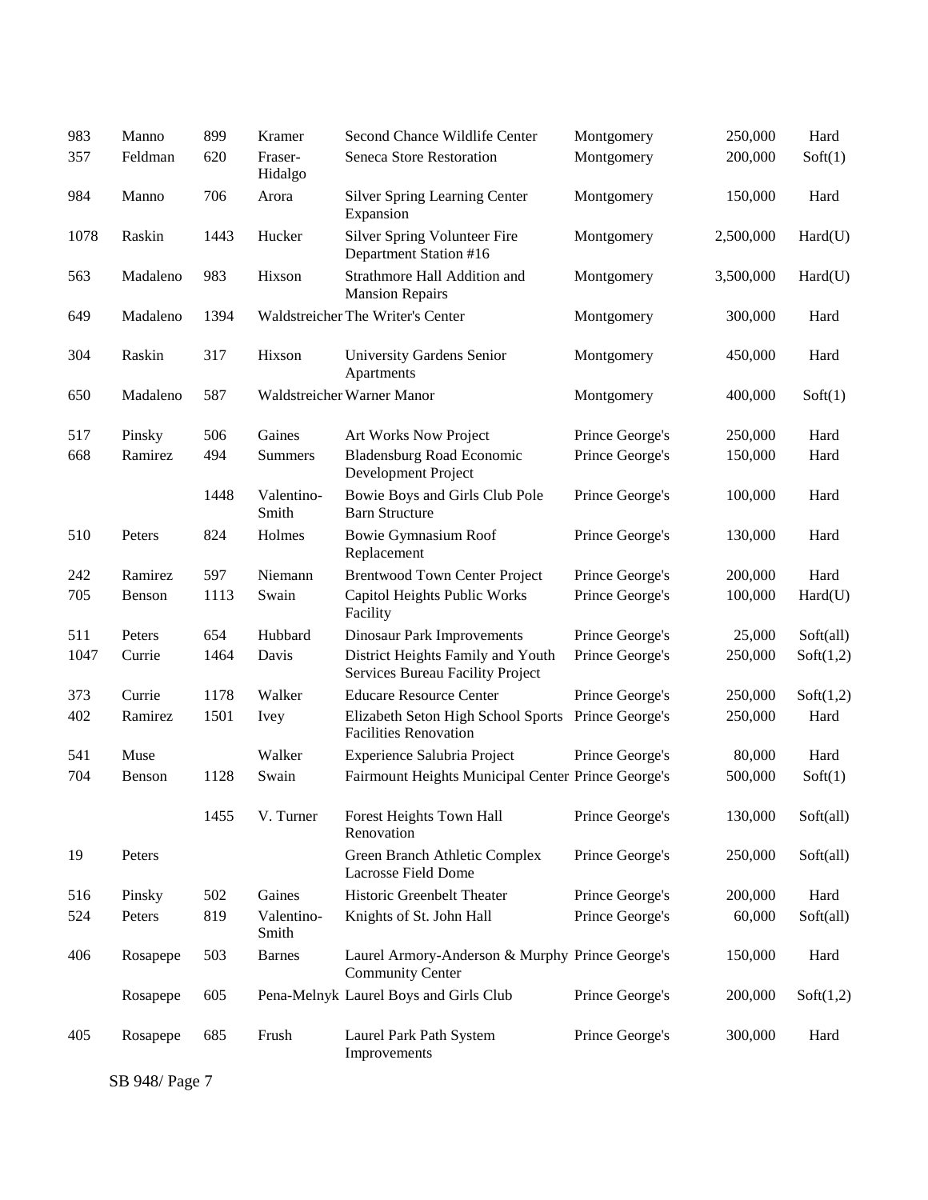| | | | | | | | |
|---|---|---|---|---|---|---|---|
| 983 | Manno | 899 | Kramer | Second Chance Wildlife Center | Montgomery | 250,000 | Hard |
| 357 | Feldman | 620 | Fraser-Hidalgo | Seneca Store Restoration | Montgomery | 200,000 | Soft(1) |
| 984 | Manno | 706 | Arora | Silver Spring Learning Center Expansion | Montgomery | 150,000 | Hard |
| 1078 | Raskin | 1443 | Hucker | Silver Spring Volunteer Fire Department Station #16 | Montgomery | 2,500,000 | Hard(U) |
| 563 | Madaleno | 983 | Hixson | Strathmore Hall Addition and Mansion Repairs | Montgomery | 3,500,000 | Hard(U) |
| 649 | Madaleno | 1394 | Waldstreicher | The Writer's Center | Montgomery | 300,000 | Hard |
| 304 | Raskin | 317 | Hixson | University Gardens Senior Apartments | Montgomery | 450,000 | Hard |
| 650 | Madaleno | 587 | Waldstreicher | Warner Manor | Montgomery | 400,000 | Soft(1) |
| 517 | Pinsky | 506 | Gaines | Art Works Now Project | Prince George's | 250,000 | Hard |
| 668 | Ramirez | 494 | Summers | Bladensburg Road Economic Development Project | Prince George's | 150,000 | Hard |
| | | 1448 | Valentino-Smith | Bowie Boys and Girls Club Pole Barn Structure | Prince George's | 100,000 | Hard |
| 510 | Peters | 824 | Holmes | Bowie Gymnasium Roof Replacement | Prince George's | 130,000 | Hard |
| 242 | Ramirez | 597 | Niemann | Brentwood Town Center Project | Prince George's | 200,000 | Hard |
| 705 | Benson | 1113 | Swain | Capitol Heights Public Works Facility | Prince George's | 100,000 | Hard(U) |
| 511 | Peters | 654 | Hubbard | Dinosaur Park Improvements | Prince George's | 25,000 | Soft(all) |
| 1047 | Currie | 1464 | Davis | District Heights Family and Youth Services Bureau Facility Project | Prince George's | 250,000 | Soft(1,2) |
| 373 | Currie | 1178 | Walker | Educare Resource Center | Prince George's | 250,000 | Soft(1,2) |
| 402 | Ramirez | 1501 | Ivey | Elizabeth Seton High School Sports Facilities Renovation | Prince George's | 250,000 | Hard |
| 541 | Muse | | Walker | Experience Salubria Project | Prince George's | 80,000 | Hard |
| 704 | Benson | 1128 | Swain | Fairmount Heights Municipal Center | Prince George's | 500,000 | Soft(1) |
| | | 1455 | V. Turner | Forest Heights Town Hall Renovation | Prince George's | 130,000 | Soft(all) |
| 19 | Peters | | | Green Branch Athletic Complex Lacrosse Field Dome | Prince George's | 250,000 | Soft(all) |
| 516 | Pinsky | 502 | Gaines | Historic Greenbelt Theater | Prince George's | 200,000 | Hard |
| 524 | Peters | 819 | Valentino-Smith | Knights of St. John Hall | Prince George's | 60,000 | Soft(all) |
| 406 | Rosapepe | 503 | Barnes | Laurel Armory-Anderson & Murphy Community Center | Prince George's | 150,000 | Hard |
| | Rosapepe | 605 | Pena-Melnyk | Laurel Boys and Girls Club | Prince George's | 200,000 | Soft(1,2) |
| 405 | Rosapepe | 685 | Frush | Laurel Park Path System Improvements | Prince George's | 300,000 | Hard |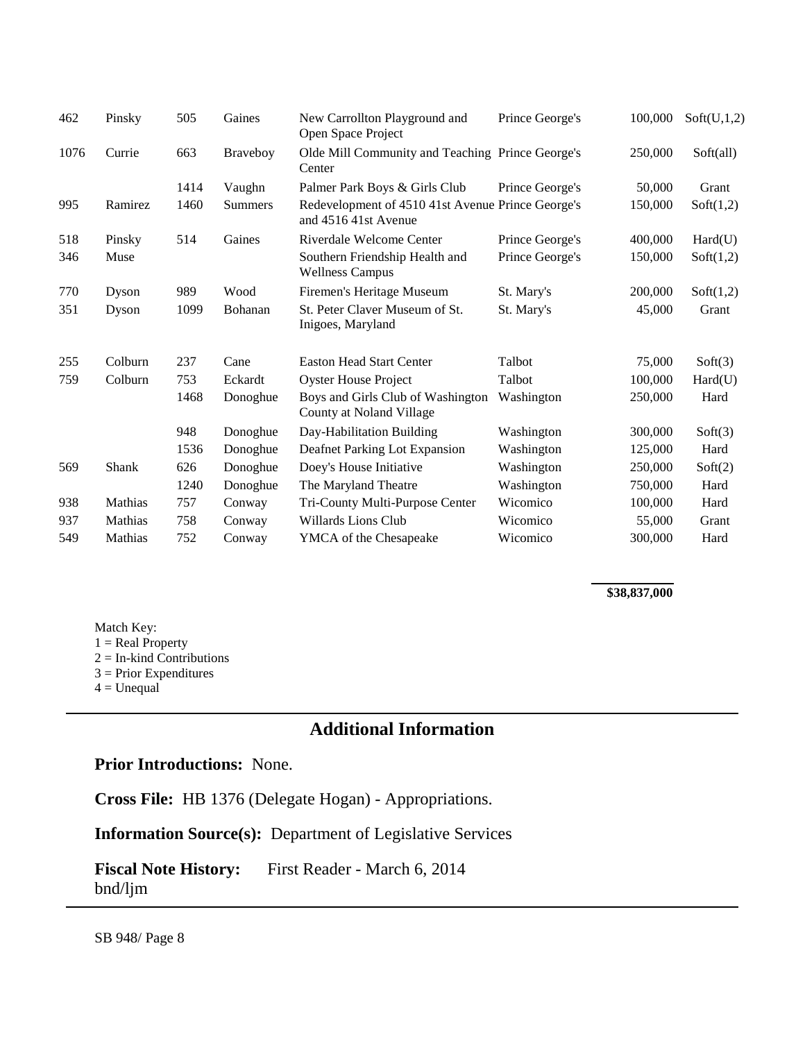| | | | | | | | |
|---|---|---|---|---|---|---|---|
| 462 | Pinsky | 505 | Gaines | New Carrollton Playground and Open Space Project | Prince George's | 100,000 | Soft(U,1,2) |
| 1076 | Currie | 663 | Braveboy | Olde Mill Community and Teaching Center | Prince George's | 250,000 | Soft(all) |
| | | 1414 | Vaughn | Palmer Park Boys & Girls Club | Prince George's | 50,000 | Grant |
| 995 | Ramirez | 1460 | Summers | Redevelopment of 4510 41st Avenue and 4516 41st Avenue | Prince George's | 150,000 | Soft(1,2) |
| 518 | Pinsky | 514 | Gaines | Riverdale Welcome Center | Prince George's | 400,000 | Hard(U) |
| 346 | Muse | | | Southern Friendship Health and Wellness Campus | Prince George's | 150,000 | Soft(1,2) |
| 770 | Dyson | 989 | Wood | Firemen's Heritage Museum | St. Mary's | 200,000 | Soft(1,2) |
| 351 | Dyson | 1099 | Bohanan | St. Peter Claver Museum of St. Inigoes, Maryland | St. Mary's | 45,000 | Grant |
| 255 | Colburn | 237 | Cane | Easton Head Start Center | Talbot | 75,000 | Soft(3) |
| 759 | Colburn | 753 | Eckardt | Oyster House Project | Talbot | 100,000 | Hard(U) |
| | | 1468 | Donoghue | Boys and Girls Club of Washington County at Noland Village | Washington | 250,000 | Hard |
| | | 948 | Donoghue | Day-Habilitation Building | Washington | 300,000 | Soft(3) |
| | | 1536 | Donoghue | Deafnet Parking Lot Expansion | Washington | 125,000 | Hard |
| 569 | Shank | 626 | Donoghue | Doey's House Initiative | Washington | 250,000 | Soft(2) |
| | | 1240 | Donoghue | The Maryland Theatre | Washington | 750,000 | Hard |
| 938 | Mathias | 757 | Conway | Tri-County Multi-Purpose Center | Wicomico | 100,000 | Hard |
| 937 | Mathias | 758 | Conway | Willards Lions Club | Wicomico | 55,000 | Grant |
| 549 | Mathias | 752 | Conway | YMCA of the Chesapeake | Wicomico | 300,000 | Hard |
| | | | | | | **$38,837,000** | |

Match Key:
1 = Real Property
2 = In-kind Contributions
3 = Prior Expenditures
4 = Unequal

## Additional Information

**Prior Introductions:** None.

**Cross File:** HB 1376 (Delegate Hogan) - Appropriations.

**Information Source(s):** Department of Legislative Services

**Fiscal Note History:** First Reader - March 6, 2014
bnd/ljm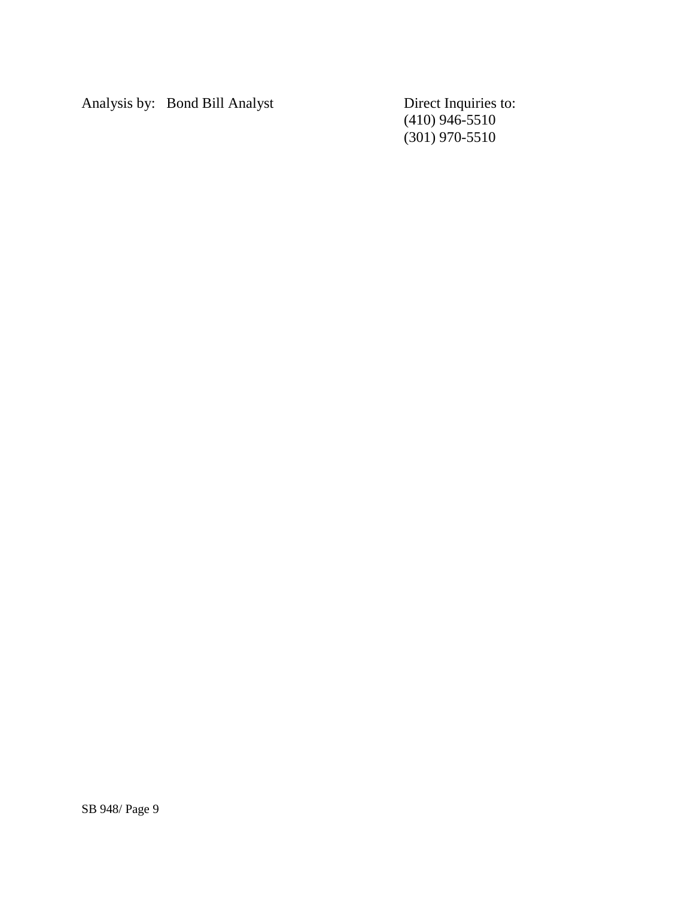Analysis by: Bond Bill Analyst

Direct Inquiries to:
(410) 946-5510
(301) 970-5510